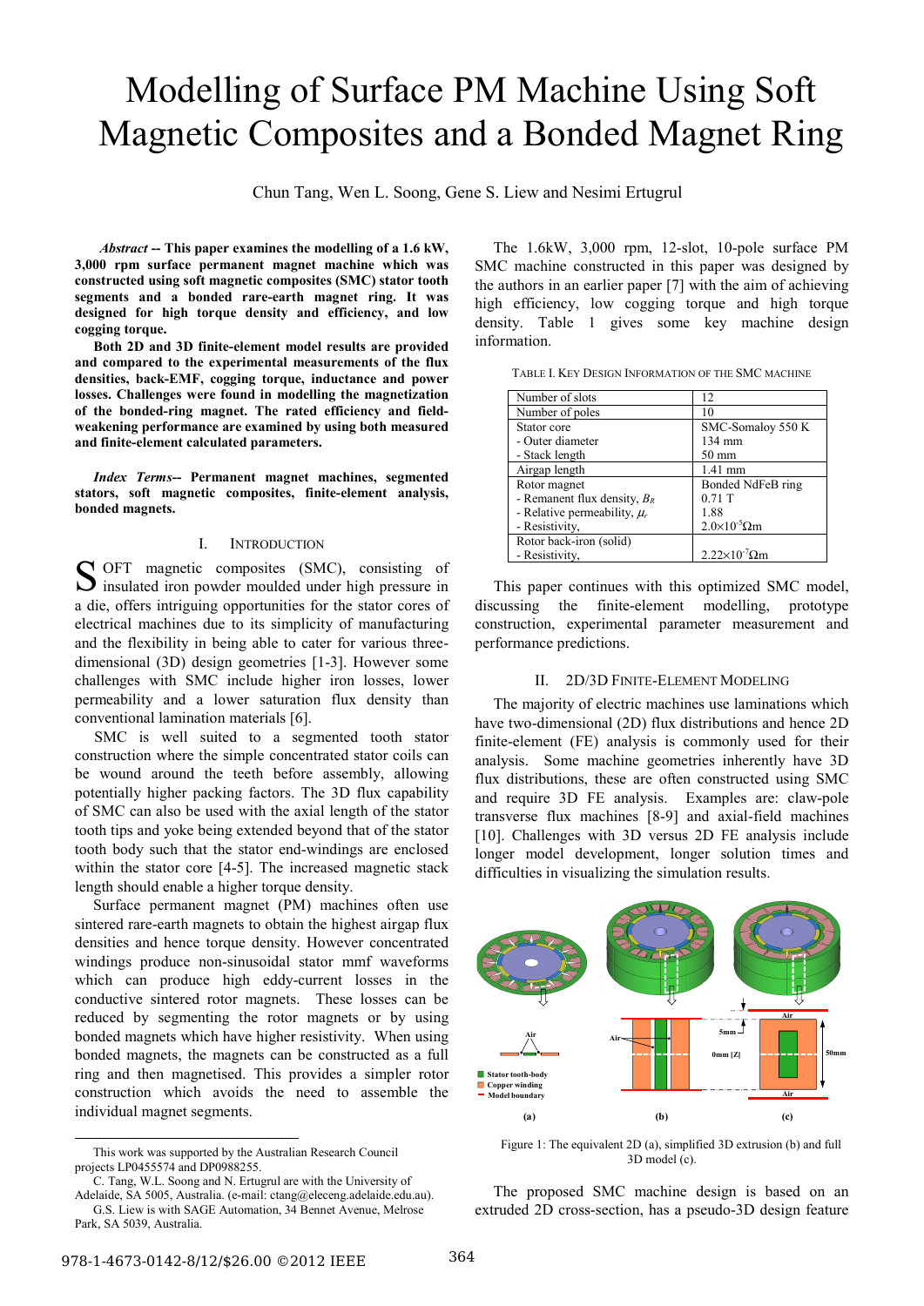# Modelling of Surface PM Machine Using Soft Magnetic Composites and a Bonded Magnet Ring

Chun Tang, Wen L. Soong, Gene S. Liew and Nesimi Ertugrul

***Abstract* -- This paper examines the modelling of a 1.6 kW, 3,000 rpm surface permanent magnet machine which was constructed using soft magnetic composites (SMC) stator tooth segments and a bonded rare-earth magnet ring. It was designed for high torque density and efficiency, and low cogging torque.**

**Both 2D and 3D finite-element model results are provided and compared to the experimental measurements of the flux densities, back-EMF, cogging torque, inductance and power losses. Challenges were found in modelling the magnetization of the bonded-ring magnet. The rated efficiency and field-weakening performance are examined by using both measured and finite-element calculated parameters.**

***Index Terms*-- Permanent magnet machines, segmented stators, soft magnetic composites, finite-element analysis, bonded magnets.**

## I. Introduction

SOFT magnetic composites (SMC), consisting of insulated iron powder moulded under high pressure in a die, offers intriguing opportunities for the stator cores of electrical machines due to its simplicity of manufacturing and the flexibility in being able to cater for various three-dimensional (3D) design geometries [1-3]. However some challenges with SMC include higher iron losses, lower permeability and a lower saturation flux density than conventional lamination materials [6].

SMC is well suited to a segmented tooth stator construction where the simple concentrated stator coils can be wound around the teeth before assembly, allowing potentially higher packing factors. The 3D flux capability of SMC can also be used with the axial length of the stator tooth tips and yoke being extended beyond that of the stator tooth body such that the stator end-windings are enclosed within the stator core [4-5]. The increased magnetic stack length should enable a higher torque density.

Surface permanent magnet (PM) machines often use sintered rare-earth magnets to obtain the highest airgap flux densities and hence torque density. However concentrated windings produce non-sinusoidal stator mmf waveforms which can produce high eddy-current losses in the conductive sintered rotor magnets. These losses can be reduced by segmenting the rotor magnets or by using bonded magnets which have higher resistivity. When using bonded magnets, the magnets can be constructed as a full ring and then magnetised. This provides a simpler rotor construction which avoids the need to assemble the individual magnet segments.

The 1.6kW, 3,000 rpm, 12-slot, 10-pole surface PM SMC machine constructed in this paper was designed by the authors in an earlier paper [7] with the aim of achieving high efficiency, low cogging torque and high torque density. Table 1 gives some key machine design information.

TABLE I. Key Design Information of the SMC Machine

| | |
|---|---|
| Number of slots | 12 |
| Number of poles | 10 |
| Stator core<br>- Outer diameter<br>- Stack length | SMC-Somaloy 550 K<br>134 mm<br>50 mm |
| Airgap length | 1.41 mm |
| Rotor magnet<br>- Remanent flux density, $B_R$<br>- Relative permeability, $\mu_r$<br>- Resistivity, | Bonded NdFeB ring<br>0.71 T<br>1.88<br>$2.0\times10^{-5}\Omega$m |
| Rotor back-iron (solid)<br>- Resistivity, | <br>$2.22\times10^{-7}\Omega$m |

This paper continues with this optimized SMC model, discussing the finite-element modelling, prototype construction, experimental parameter measurement and performance predictions.

## II. 2D/3D Finite-Element Modeling

The majority of electric machines use laminations which have two-dimensional (2D) flux distributions and hence 2D finite-element (FE) analysis is commonly used for their analysis. Some machine geometries inherently have 3D flux distributions, these are often constructed using SMC and require 3D FE analysis. Examples are: claw-pole transverse flux machines [8-9] and axial-field machines [10]. Challenges with 3D versus 2D FE analysis include longer model development, longer solution times and difficulties in visualizing the simulation results.

Figure 1: The equivalent 2D (a), simplified 3D extrusion (b) and full 3D model (c).

The proposed SMC machine design is based on an extruded 2D cross-section, has a pseudo-3D design feature

---

This work was supported by the Australian Research Council projects LP0455574 and DP0988255.

C. Tang, W.L. Soong and N. Ertugrul are with the University of Adelaide, SA 5005, Australia. (e-mail: ctang@eleceng.adelaide.edu.au).

G.S. Liew is with SAGE Automation, 34 Bennet Avenue, Melrose Park, SA 5039, Australia.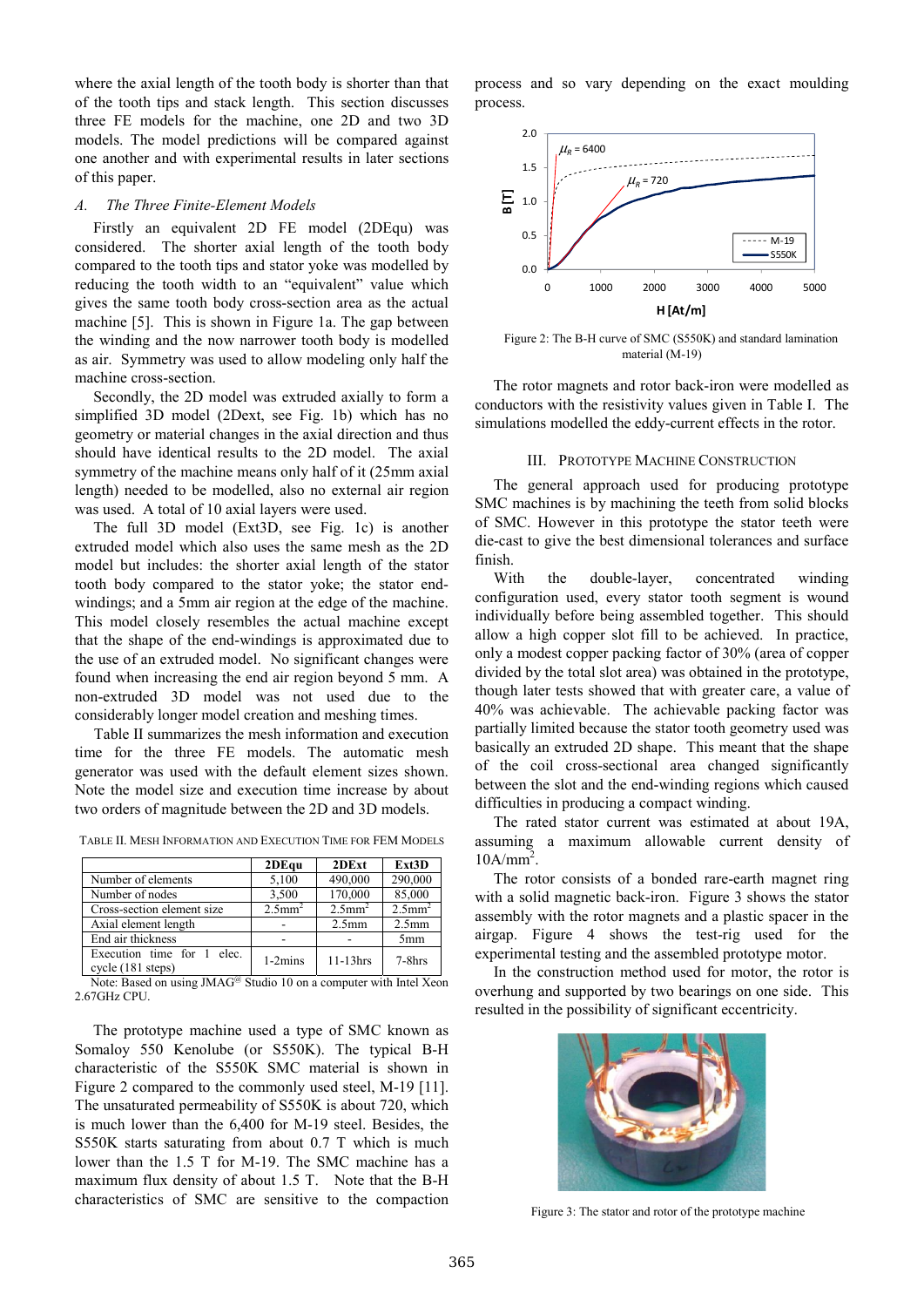where the axial length of the tooth body is shorter than that of the tooth tips and stack length. This section discusses three FE models for the machine, one 2D and two 3D models. The model predictions will be compared against one another and with experimental results in later sections of this paper.

### *A. The Three Finite-Element Models*

Firstly an equivalent 2D FE model (2DEqu) was considered. The shorter axial length of the tooth body compared to the tooth tips and stator yoke was modelled by reducing the tooth width to an "equivalent" value which gives the same tooth body cross-section area as the actual machine [5]. This is shown in Figure 1a. The gap between the winding and the now narrower tooth body is modelled as air. Symmetry was used to allow modeling only half the machine cross-section.

Secondly, the 2D model was extruded axially to form a simplified 3D model (2Dext, see Fig. 1b) which has no geometry or material changes in the axial direction and thus should have identical results to the 2D model. The axial symmetry of the machine means only half of it (25mm axial length) needed to be modelled, also no external air region was used. A total of 10 axial layers were used.

The full 3D model (Ext3D, see Fig. 1c) is another extruded model which also uses the same mesh as the 2D model but includes: the shorter axial length of the stator tooth body compared to the stator yoke; the stator end-windings; and a 5mm air region at the edge of the machine. This model closely resembles the actual machine except that the shape of the end-windings is approximated due to the use of an extruded model. No significant changes were found when increasing the end air region beyond 5 mm. A non-extruded 3D model was not used due to the considerably longer model creation and meshing times.

Table II summarizes the mesh information and execution time for the three FE models. The automatic mesh generator was used with the default element sizes shown. Note the model size and execution time increase by about two orders of magnitude between the 2D and 3D models.

TABLE II. MESH INFORMATION AND EXECUTION TIME FOR FEM MODELS

| | 2DEqu | 2DExt | Ext3D |
|---|---|---|---|
| Number of elements | 5,100 | 490,000 | 290,000 |
| Number of nodes | 3,500 | 170,000 | 85,000 |
| Cross-section element size | 2.5mm$^2$ | 2.5mm$^2$ | 2.5mm$^2$ |
| Axial element length | - | 2.5mm | 2.5mm |
| End air thickness | - | - | 5mm |
| Execution time for 1 elec. cycle (181 steps) | 1-2mins | 11-13hrs | 7-8hrs |

Note: Based on using JMAG® Studio 10 on a computer with Intel Xeon 2.67GHz CPU.

The prototype machine used a type of SMC known as Somaloy 550 Kenolube (or S550K). The typical B-H characteristic of the S550K SMC material is shown in Figure 2 compared to the commonly used steel, M-19 [11]. The unsaturated permeability of S550K is about 720, which is much lower than the 6,400 for M-19 steel. Besides, the S550K starts saturating from about 0.7 T which is much lower than the 1.5 T for M-19. The SMC machine has a maximum flux density of about 1.5 T. Note that the B-H characteristics of SMC are sensitive to the compaction process and so vary depending on the exact moulding process.

Figure 2: The B-H curve of SMC (S550K) and standard lamination material (M-19)

The rotor magnets and rotor back-iron were modelled as conductors with the resistivity values given in Table I. The simulations modelled the eddy-current effects in the rotor.

## III. PROTOTYPE MACHINE CONSTRUCTION

The general approach used for producing prototype SMC machines is by machining the teeth from solid blocks of SMC. However in this prototype the stator teeth were die-cast to give the best dimensional tolerances and surface finish.

With the double-layer, concentrated winding configuration used, every stator tooth segment is wound individually before being assembled together. This should allow a high copper slot fill to be achieved. In practice, only a modest copper packing factor of 30% (area of copper divided by the total slot area) was obtained in the prototype, though later tests showed that with greater care, a value of 40% was achievable. The achievable packing factor was partially limited because the stator tooth geometry used was basically an extruded 2D shape. This meant that the shape of the coil cross-sectional area changed significantly between the slot and the end-winding regions which caused difficulties in producing a compact winding.

The rated stator current was estimated at about 19A, assuming a maximum allowable current density of 10A/mm$^2$.

The rotor consists of a bonded rare-earth magnet ring with a solid magnetic back-iron. Figure 3 shows the stator assembly with the rotor magnets and a plastic spacer in the airgap. Figure 4 shows the test-rig used for the experimental testing and the assembled prototype motor.

In the construction method used for motor, the rotor is overhung and supported by two bearings on one side. This resulted in the possibility of significant eccentricity.

Figure 3: The stator and rotor of the prototype machine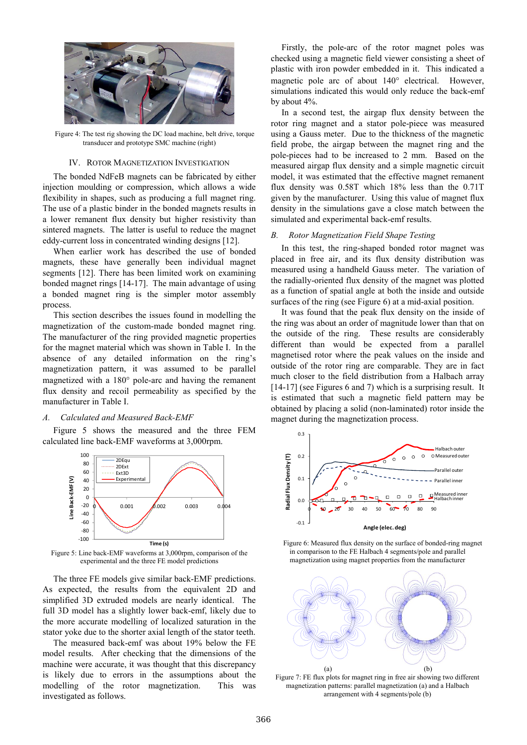Figure 4: The test rig showing the DC load machine, belt drive, torque transducer and prototype SMC machine (right)

## IV. Rotor Magnetization Investigation

The bonded NdFeB magnets can be fabricated by either injection moulding or compression, which allows a wide flexibility in shapes, such as producing a full magnet ring. The use of a plastic binder in the bonded magnets results in a lower remanent flux density but higher resistivity than sintered magnets. The latter is useful to reduce the magnet eddy-current loss in concentrated winding designs [12].

When earlier work has described the use of bonded magnets, these have generally been individual magnet segments [12]. There has been limited work on examining bonded magnet rings [14-17]. The main advantage of using a bonded magnet ring is the simpler motor assembly process.

This section describes the issues found in modelling the magnetization of the custom-made bonded magnet ring. The manufacturer of the ring provided magnet properties for the magnet material which was shown in Table I. In the absence of any detailed information on the ring's magnetization pattern, it was assumed to be parallel magnetized with a 180° pole-arc and having the remanent flux density and recoil permeability as specified by the manufacturer in Table I.

### *A. Calculated and Measured Back-EMF*

Figure 5 shows the measured and the three FEM calculated line back-EMF waveforms at 3,000rpm.

Figure 5: Line back-EMF waveforms at 3,000rpm, comparison of the experimental and the three FE model predictions

The three FE models give similar back-EMF predictions. As expected, the results from the equivalent 2D and simplified 3D extruded models are nearly identical. The full 3D model has a slightly lower back-emf, likely due to the more accurate modelling of localized saturation in the stator yoke due to the shorter axial length of the stator teeth.

The measured back-emf was about 19% below the FE model results. After checking that the dimensions of the machine were accurate, it was thought that this discrepancy is likely due to errors in the assumptions about the modelling of the rotor magnetization. This was investigated as follows.

Firstly, the pole-arc of the rotor magnet poles was checked using a magnetic field viewer consisting a sheet of plastic with iron powder embedded in it. This indicated a magnetic pole arc of about 140° electrical. However, simulations indicated this would only reduce the back-emf by about 4%.

In a second test, the airgap flux density between the rotor ring magnet and a stator pole-piece was measured using a Gauss meter. Due to the thickness of the magnetic field probe, the airgap between the magnet ring and the pole-pieces had to be increased to 2 mm. Based on the measured airgap flux density and a simple magnetic circuit model, it was estimated that the effective magnet remanent flux density was 0.58T which 18% less than the 0.71T given by the manufacturer. Using this value of magnet flux density in the simulations gave a close match between the simulated and experimental back-emf results.

### *B. Rotor Magnetization Field Shape Testing*

In this test, the ring-shaped bonded rotor magnet was placed in free air, and its flux density distribution was measured using a handheld Gauss meter. The variation of the radially-oriented flux density of the magnet was plotted as a function of spatial angle at both the inside and outside surfaces of the ring (see Figure 6) at a mid-axial position.

It was found that the peak flux density on the inside of the ring was about an order of magnitude lower than that on the outside of the ring. These results are considerably different than would be expected from a parallel magnetised rotor where the peak values on the inside and outside of the rotor ring are comparable. They are in fact much closer to the field distribution from a Halbach array [14-17] (see Figures 6 and 7) which is a surprising result. It is estimated that such a magnetic field pattern may be obtained by placing a solid (non-laminated) rotor inside the magnet during the magnetization process.

Figure 6: Measured flux density on the surface of bonded-ring magnet in comparison to the FE Halbach 4 segments/pole and parallel magnetization using magnet properties from the manufacturer

Figure 7: FE flux plots for magnet ring in free air showing two different magnetization patterns: parallel magnetization (a) and a Halbach arrangement with 4 segments/pole (b)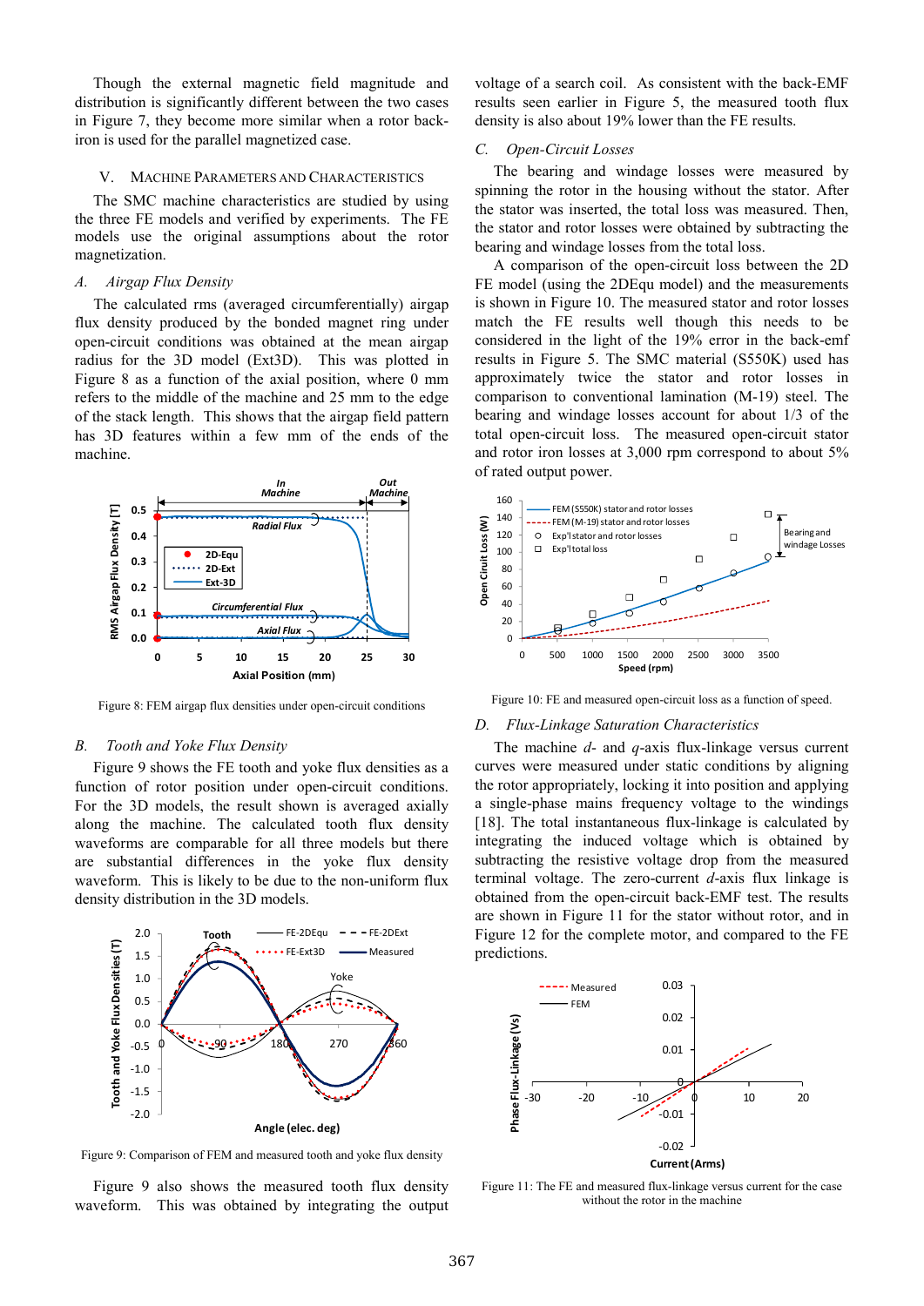Though the external magnetic field magnitude and distribution is significantly different between the two cases in Figure 7, they become more similar when a rotor back-iron is used for the parallel magnetized case.

## V. MACHINE PARAMETERS AND CHARACTERISTICS

The SMC machine characteristics are studied by using the three FE models and verified by experiments. The FE models use the original assumptions about the rotor magnetization.

### *A. Airgap Flux Density*

The calculated rms (averaged circumferentially) airgap flux density produced by the bonded magnet ring under open-circuit conditions was obtained at the mean airgap radius for the 3D model (Ext3D). This was plotted in Figure 8 as a function of the axial position, where 0 mm refers to the middle of the machine and 25 mm to the edge of the stack length. This shows that the airgap field pattern has 3D features within a few mm of the ends of the machine.

Figure 8: FEM airgap flux densities under open-circuit conditions

### *B. Tooth and Yoke Flux Density*

Figure 9 shows the FE tooth and yoke flux densities as a function of rotor position under open-circuit conditions. For the 3D models, the result shown is averaged axially along the machine. The calculated tooth flux density waveforms are comparable for all three models but there are substantial differences in the yoke flux density waveform. This is likely to be due to the non-uniform flux density distribution in the 3D models.

Figure 9: Comparison of FEM and measured tooth and yoke flux density

Figure 9 also shows the measured tooth flux density waveform. This was obtained by integrating the output voltage of a search coil. As consistent with the back-EMF results seen earlier in Figure 5, the measured tooth flux density is also about 19% lower than the FE results.

### *C. Open-Circuit Losses*

The bearing and windage losses were measured by spinning the rotor in the housing without the stator. After the stator was inserted, the total loss was measured. Then, the stator and rotor losses were obtained by subtracting the bearing and windage losses from the total loss.

A comparison of the open-circuit loss between the 2D FE model (using the 2DEqu model) and the measurements is shown in Figure 10. The measured stator and rotor losses match the FE results well though this needs to be considered in the light of the 19% error in the back-emf results in Figure 5. The SMC material (S550K) used has approximately twice the stator and rotor losses in comparison to conventional lamination (M-19) steel. The bearing and windage losses account for about 1/3 of the total open-circuit loss. The measured open-circuit stator and rotor iron losses at 3,000 rpm correspond to about 5% of rated output power.

Figure 10: FE and measured open-circuit loss as a function of speed.

### *D. Flux-Linkage Saturation Characteristics*

The machine *d*- and *q*-axis flux-linkage versus current curves were measured under static conditions by aligning the rotor appropriately, locking it into position and applying a single-phase mains frequency voltage to the windings [18]. The total instantaneous flux-linkage is calculated by integrating the induced voltage which is obtained by subtracting the resistive voltage drop from the measured terminal voltage. The zero-current *d*-axis flux linkage is obtained from the open-circuit back-EMF test. The results are shown in Figure 11 for the stator without rotor, and in Figure 12 for the complete motor, and compared to the FE predictions.

Figure 11: The FE and measured flux-linkage versus current for the case without the rotor in the machine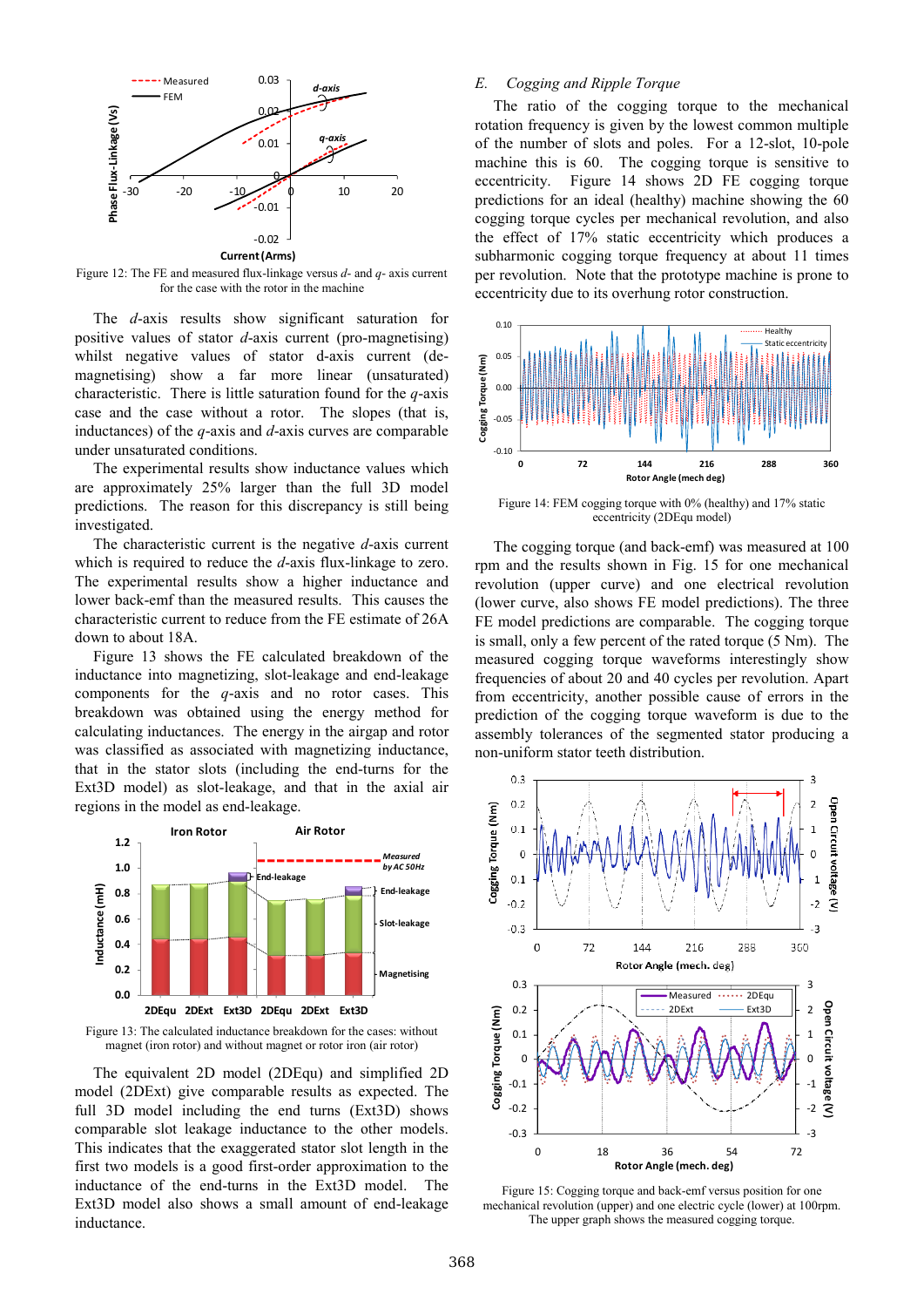Figure 12: The FE and measured flux-linkage versus *d*- and *q*- axis current for the case with the rotor in the machine

The *d*-axis results show significant saturation for positive values of stator *d*-axis current (pro-magnetising) whilst negative values of stator d-axis current (de-magnetising) show a far more linear (unsaturated) characteristic. There is little saturation found for the *q*-axis case and the case without a rotor. The slopes (that is, inductances) of the *q*-axis and *d*-axis curves are comparable under unsaturated conditions.

The experimental results show inductance values which are approximately 25% larger than the full 3D model predictions. The reason for this discrepancy is still being investigated.

The characteristic current is the negative *d*-axis current which is required to reduce the *d*-axis flux-linkage to zero. The experimental results show a higher inductance and lower back-emf than the measured results. This causes the characteristic current to reduce from the FE estimate of 26A down to about 18A.

Figure 13 shows the FE calculated breakdown of the inductance into magnetizing, slot-leakage and end-leakage components for the *q*-axis and no rotor cases. This breakdown was obtained using the energy method for calculating inductances. The energy in the airgap and rotor was classified as associated with magnetizing inductance, that in the stator slots (including the end-turns for the Ext3D model) as slot-leakage, and that in the axial air regions in the model as end-leakage.

Figure 13: The calculated inductance breakdown for the cases: without magnet (iron rotor) and without magnet or rotor iron (air rotor)

The equivalent 2D model (2DEqu) and simplified 2D model (2DExt) give comparable results as expected. The full 3D model including the end turns (Ext3D) shows comparable slot leakage inductance to the other models. This indicates that the exaggerated stator slot length in the first two models is a good first-order approximation to the inductance of the end-turns in the Ext3D model. The Ext3D model also shows a small amount of end-leakage inductance.

## E. Cogging and Ripple Torque

The ratio of the cogging torque to the mechanical rotation frequency is given by the lowest common multiple of the number of slots and poles. For a 12-slot, 10-pole machine this is 60. The cogging torque is sensitive to eccentricity. Figure 14 shows 2D FE cogging torque predictions for an ideal (healthy) machine showing the 60 cogging torque cycles per mechanical revolution, and also the effect of 17% static eccentricity which produces a subharmonic cogging torque frequency at about 11 times per revolution. Note that the prototype machine is prone to eccentricity due to its overhung rotor construction.

Figure 14: FEM cogging torque with 0% (healthy) and 17% static eccentricity (2DEqu model)

The cogging torque (and back-emf) was measured at 100 rpm and the results shown in Fig. 15 for one mechanical revolution (upper curve) and one electrical revolution (lower curve, also shows FE model predictions). The three FE model predictions are comparable. The cogging torque is small, only a few percent of the rated torque (5 Nm). The measured cogging torque waveforms interestingly show frequencies of about 20 and 40 cycles per revolution. Apart from eccentricity, another possible cause of errors in the prediction of the cogging torque waveform is due to the assembly tolerances of the segmented stator producing a non-uniform stator teeth distribution.

Figure 15: Cogging torque and back-emf versus position for one mechanical revolution (upper) and one electric cycle (lower) at 100rpm. The upper graph shows the measured cogging torque.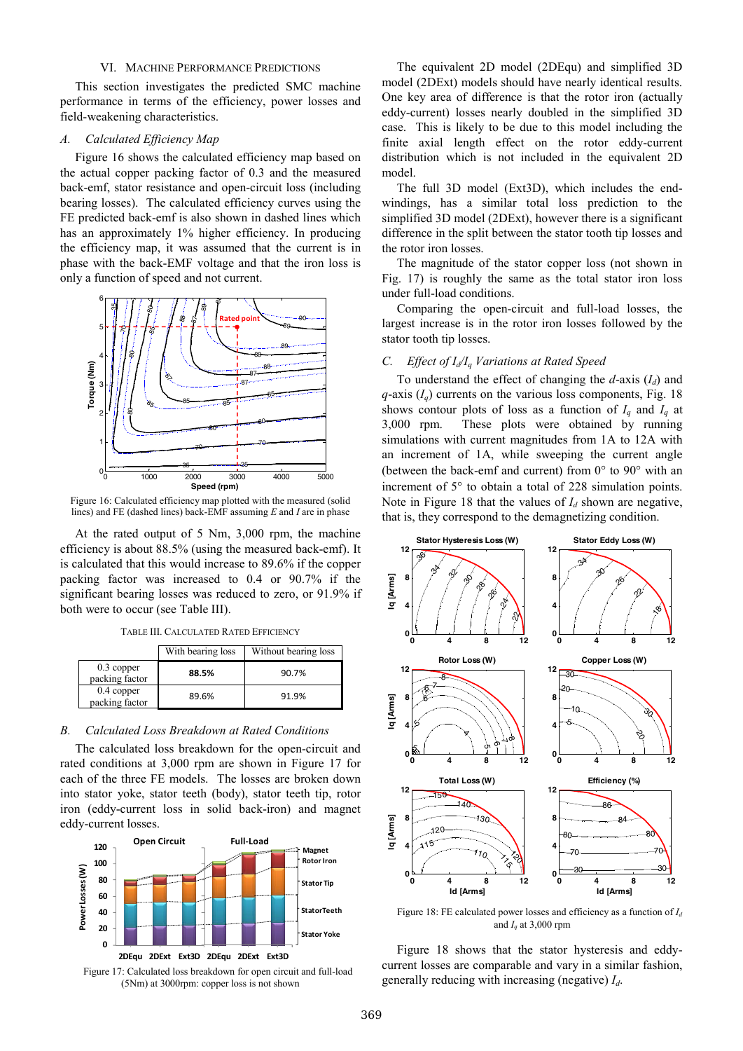## VI. Machine Performance Predictions

This section investigates the predicted SMC machine performance in terms of the efficiency, power losses and field-weakening characteristics.

### *A. Calculated Efficiency Map*

Figure 16 shows the calculated efficiency map based on the actual copper packing factor of 0.3 and the measured back-emf, stator resistance and open-circuit loss (including bearing losses). The calculated efficiency curves using the FE predicted back-emf is also shown in dashed lines which has an approximately 1% higher efficiency. In producing the efficiency map, it was assumed that the current is in phase with the back-EMF voltage and that the iron loss is only a function of speed and not current.

Figure 16: Calculated efficiency map plotted with the measured (solid lines) and FE (dashed lines) back-EMF assuming *E* and *I* are in phase

At the rated output of 5 Nm, 3,000 rpm, the machine efficiency is about 88.5% (using the measured back-emf). It is calculated that this would increase to 89.6% if the copper packing factor was increased to 0.4 or 90.7% if the significant bearing losses was reduced to zero, or 91.9% if both were to occur (see Table III).

TABLE III. Calculated Rated Efficiency

| | With bearing loss | Without bearing loss |
|---|---|---|
| 0.3 copper packing factor | **88.5%** | 90.7% |
| 0.4 copper packing factor | 89.6% | 91.9% |

### *B. Calculated Loss Breakdown at Rated Conditions*

The calculated loss breakdown for the open-circuit and rated conditions at 3,000 rpm are shown in Figure 17 for each of the three FE models. The losses are broken down into stator yoke, stator teeth (body), stator teeth tip, rotor iron (eddy-current loss in solid back-iron) and magnet eddy-current losses.

Figure 17: Calculated loss breakdown for open circuit and full-load (5Nm) at 3000rpm: copper loss is not shown

The equivalent 2D model (2DEqu) and simplified 3D model (2DExt) models should have nearly identical results. One key area of difference is that the rotor iron (actually eddy-current) losses nearly doubled in the simplified 3D case. This is likely to be due to this model including the finite axial length effect on the rotor eddy-current distribution which is not included in the equivalent 2D model.

The full 3D model (Ext3D), which includes the end-windings, has a similar total loss prediction to the simplified 3D model (2DExt), however there is a significant difference in the split between the stator tooth tip losses and the rotor iron losses.

The magnitude of the stator copper loss (not shown in Fig. 17) is roughly the same as the total stator iron loss under full-load conditions.

Comparing the open-circuit and full-load losses, the largest increase is in the rotor iron losses followed by the stator tooth tip losses.

### *C. Effect of $I_d$/$I_q$ Variations at Rated Speed*

To understand the effect of changing the *d*-axis ($I_d$) and *q*-axis ($I_q$) currents on the various loss components, Fig. 18 shows contour plots of loss as a function of $I_q$ and $I_q$ at 3,000 rpm. These plots were obtained by running simulations with current magnitudes from 1A to 12A with an increment of 1A, while sweeping the current angle (between the back-emf and current) from 0° to 90° with an increment of 5° to obtain a total of 228 simulation points. Note in Figure 18 that the values of $I_d$ shown are negative, that is, they correspond to the demagnetizing condition.

Figure 18: FE calculated power losses and efficiency as a function of $I_d$ and $I_q$ at 3,000 rpm

Figure 18 shows that the stator hysteresis and eddy-current losses are comparable and vary in a similar fashion, generally reducing with increasing (negative) $I_d$.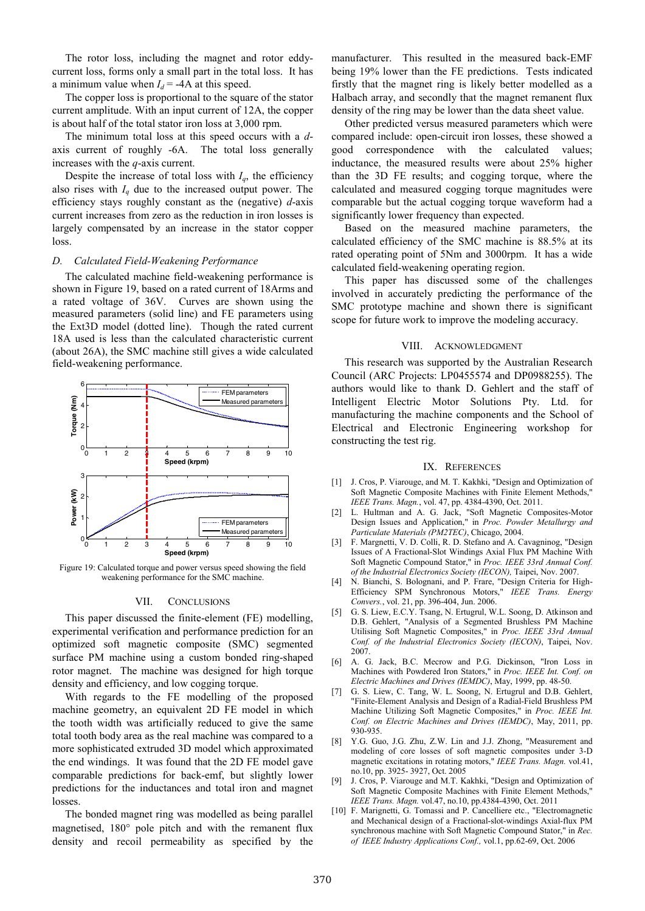The rotor loss, including the magnet and rotor eddy-current loss, forms only a small part in the total loss. It has a minimum value when $I_d$ = -4A at this speed.

The copper loss is proportional to the square of the stator current amplitude. With an input current of 12A, the copper is about half of the total stator iron loss at 3,000 rpm.

The minimum total loss at this speed occurs with a *d*-axis current of roughly -6A. The total loss generally increases with the *q*-axis current.

Despite the increase of total loss with $I_q$, the efficiency also rises with $I_q$ due to the increased output power. The efficiency stays roughly constant as the (negative) *d*-axis current increases from zero as the reduction in iron losses is largely compensated by an increase in the stator copper loss.

### *D. Calculated Field-Weakening Performance*

The calculated machine field-weakening performance is shown in Figure 19, based on a rated current of 18Arms and a rated voltage of 36V. Curves are shown using the measured parameters (solid line) and FE parameters using the Ext3D model (dotted line). Though the rated current 18A used is less than the calculated characteristic current (about 26A), the SMC machine still gives a wide calculated field-weakening performance.

Figure 19: Calculated torque and power versus speed showing the field weakening performance for the SMC machine.

## VII. Conclusions

This paper discussed the finite-element (FE) modelling, experimental verification and performance prediction for an optimized soft magnetic composite (SMC) segmented surface PM machine using a custom bonded ring-shaped rotor magnet. The machine was designed for high torque density and efficiency, and low cogging torque.

With regards to the FE modelling of the proposed machine geometry, an equivalent 2D FE model in which the tooth width was artificially reduced to give the same total tooth body area as the real machine was compared to a more sophisticated extruded 3D model which approximated the end windings. It was found that the 2D FE model gave comparable predictions for back-emf, but slightly lower predictions for the inductances and total iron and magnet losses.

The bonded magnet ring was modelled as being parallel magnetised, 180° pole pitch and with the remanent flux density and recoil permeability as specified by the manufacturer. This resulted in the measured back-EMF being 19% lower than the FE predictions. Tests indicated firstly that the magnet ring is likely better modelled as a Halbach array, and secondly that the magnet remanent flux density of the ring may be lower than the data sheet value.

Other predicted versus measured parameters which were compared include: open-circuit iron losses, these showed a good correspondence with the calculated values; inductance, the measured results were about 25% higher than the 3D FE results; and cogging torque, where the calculated and measured cogging torque magnitudes were comparable but the actual cogging torque waveform had a significantly lower frequency than expected.

Based on the measured machine parameters, the calculated efficiency of the SMC machine is 88.5% at its rated operating point of 5Nm and 3000rpm. It has a wide calculated field-weakening operating region.

This paper has discussed some of the challenges involved in accurately predicting the performance of the SMC prototype machine and shown there is significant scope for future work to improve the modeling accuracy.

## VIII. Acknowledgment

This research was supported by the Australian Research Council (ARC Projects: LP0455574 and DP0988255). The authors would like to thank D. Gehlert and the staff of Intelligent Electric Motor Solutions Pty. Ltd. for manufacturing the machine components and the School of Electrical and Electronic Engineering workshop for constructing the test rig.

## IX. References

[1] J. Cros, P. Viarouge, and M. T. Kakhki, "Design and Optimization of Soft Magnetic Composite Machines with Finite Element Methods," *IEEE Trans. Magn.*, vol. 47, pp. 4384-4390, Oct. 2011.

[2] L. Hultman and A. G. Jack, "Soft Magnetic Composites-Motor Design Issues and Application," in *Proc. Powder Metallurgy and Particulate Materials (PM2TEC)*, Chicago, 2004.

[3] F. Margnetti, V. D. Colli, R. D. Stefano and A. Cavagninog, "Design Issues of A Fractional-Slot Windings Axial Flux PM Machine With Soft Magnetic Compound Stator," in *Proc. IEEE 33rd Annual Conf. of the Industrial Electronics Society (IECON),* Taipei, Nov. 2007.

[4] N. Bianchi, S. Bolognani, and P. Frare, "Design Criteria for High-Efficiency SPM Synchronous Motors," *IEEE Trans. Energy Convers.*, vol. 21, pp. 396-404, Jun. 2006.

[5] G. S. Liew, E.C.Y. Tsang, N. Ertugrul, W.L. Soong, D. Atkinson and D.B. Gehlert, "Analysis of a Segmented Brushless PM Machine Utilising Soft Magnetic Composites," in *Proc. IEEE 33rd Annual Conf. of the Industrial Electronics Society (IECON)*, Taipei, Nov. 2007.

[6] A. G. Jack, B.C. Mecrow and P.G. Dickinson, "Iron Loss in Machines with Powdered Iron Stators," in *Proc. IEEE Int. Conf. on Electric Machines and Drives (IEMDC)*, May, 1999, pp. 48-50.

[7] G. S. Liew, C. Tang, W. L. Soong, N. Ertugrul and D.B. Gehlert, "Finite-Element Analysis and Design of a Radial-Field Brushless PM Machine Utilizing Soft Magnetic Composites," in *Proc. IEEE Int. Conf. on Electric Machines and Drives (IEMDC)*, May, 2011, pp. 930-935.

[8] Y.G. Guo, J.G. Zhu, Z.W. Lin and J.J. Zhong, "Measurement and modeling of core losses of soft magnetic composites under 3-D magnetic excitations in rotating motors," *IEEE Trans. Magn.* vol.41, no.10, pp. 3925- 3927, Oct. 2005

[9] J. Cros, P. Viarouge and M.T. Kakhki, "Design and Optimization of Soft Magnetic Composite Machines with Finite Element Methods," *IEEE Trans. Magn.* vol.47, no.10, pp.4384-4390, Oct. 2011

[10] F. Marignetti, G. Tomassi and P. Cancelliere etc., "Electromagnetic and Mechanical design of a Fractional-slot-windings Axial-flux PM synchronous machine with Soft Magnetic Compound Stator," in *Rec. of IEEE Industry Applications Conf.,* vol.1, pp.62-69, Oct. 2006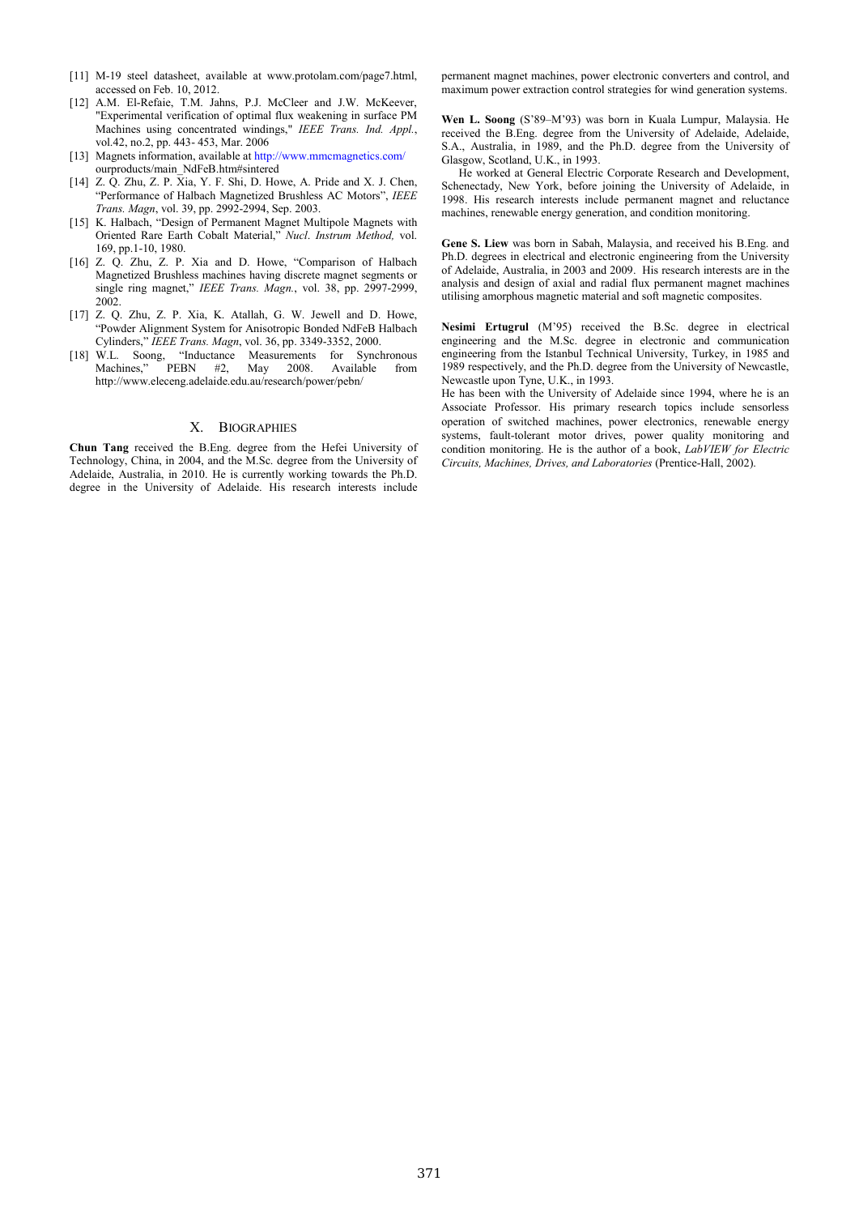[11] M-19 steel datasheet, available at www.protolam.com/page7.html, accessed on Feb. 10, 2012.

[12] A.M. El-Refaie, T.M. Jahns, P.J. McCleer and J.W. McKeever, "Experimental verification of optimal flux weakening in surface PM Machines using concentrated windings," *IEEE Trans. Ind. Appl.*, vol.42, no.2, pp. 443- 453, Mar. 2006

[13] Magnets information, available at http://www.mmcmagnetics.com/ourproducts/main_NdFeB.htm#sintered

[14] Z. Q. Zhu, Z. P. Xia, Y. F. Shi, D. Howe, A. Pride and X. J. Chen, "Performance of Halbach Magnetized Brushless AC Motors", *IEEE Trans. Magn*, vol. 39, pp. 2992-2994, Sep. 2003.

[15] K. Halbach, "Design of Permanent Magnet Multipole Magnets with Oriented Rare Earth Cobalt Material," *Nucl*. *Instrum Method,* vol. 169, pp.1-10, 1980.

[16] Z. Q. Zhu, Z. P. Xia and D. Howe, "Comparison of Halbach Magnetized Brushless machines having discrete magnet segments or single ring magnet," *IEEE Trans. Magn.*, vol. 38, pp. 2997-2999, 2002.

[17] Z. Q. Zhu, Z. P. Xia, K. Atallah, G. W. Jewell and D. Howe, "Powder Alignment System for Anisotropic Bonded NdFeB Halbach Cylinders," *IEEE Trans. Magn*, vol. 36, pp. 3349-3352, 2000.

[18] W.L. Soong, "Inductance Measurements for Synchronous Machines," PEBN #2, May 2008. Available from http://www.eleceng.adelaide.edu.au/research/power/pebn/

## X. Biographies

**Chun Tang** received the B.Eng. degree from the Hefei University of Technology, China, in 2004, and the M.Sc. degree from the University of Adelaide, Australia, in 2010. He is currently working towards the Ph.D. degree in the University of Adelaide. His research interests include permanent magnet machines, power electronic converters and control, and maximum power extraction control strategies for wind generation systems.

**Wen L. Soong** (S'89–M'93) was born in Kuala Lumpur, Malaysia. He received the B.Eng. degree from the University of Adelaide, Adelaide, S.A., Australia, in 1989, and the Ph.D. degree from the University of Glasgow, Scotland, U.K., in 1993.

He worked at General Electric Corporate Research and Development, Schenectady, New York, before joining the University of Adelaide, in 1998. His research interests include permanent magnet and reluctance machines, renewable energy generation, and condition monitoring.

**Gene S. Liew** was born in Sabah, Malaysia, and received his B.Eng. and Ph.D. degrees in electrical and electronic engineering from the University of Adelaide, Australia, in 2003 and 2009. His research interests are in the analysis and design of axial and radial flux permanent magnet machines utilising amorphous magnetic material and soft magnetic composites.

**Nesimi Ertugrul** (M'95) received the B.Sc. degree in electrical engineering and the M.Sc. degree in electronic and communication engineering from the Istanbul Technical University, Turkey, in 1985 and 1989 respectively, and the Ph.D. degree from the University of Newcastle, Newcastle upon Tyne, U.K., in 1993.

He has been with the University of Adelaide since 1994, where he is an Associate Professor. His primary research topics include sensorless operation of switched machines, power electronics, renewable energy systems, fault-tolerant motor drives, power quality monitoring and condition monitoring. He is the author of a book, *LabVIEW for Electric Circuits, Machines, Drives, and Laboratories* (Prentice-Hall, 2002).